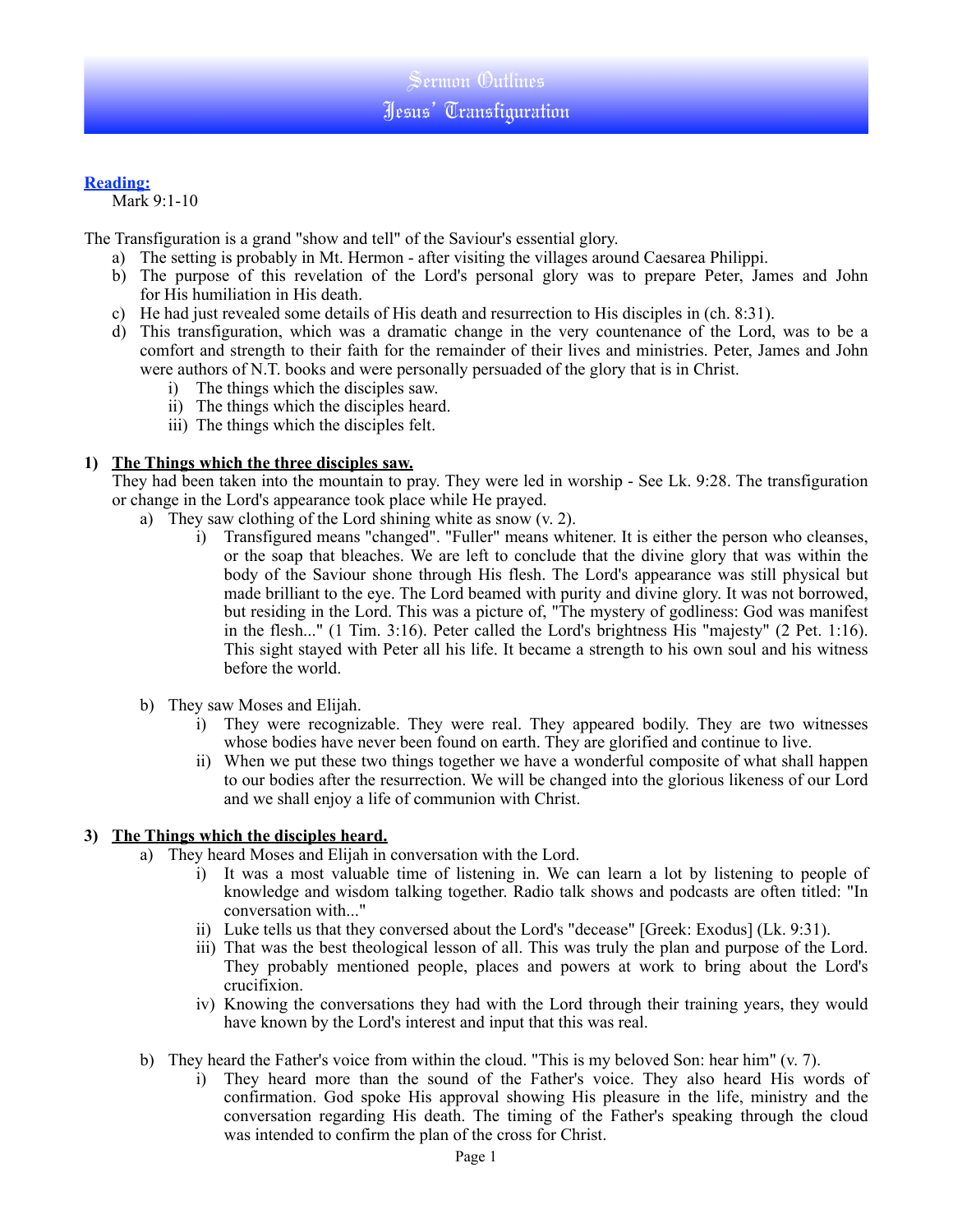# Sermon Outlines
## Jesus' Transfiguration

**Reading:**
Mark 9:1-10

The Transfiguration is a grand "show and tell" of the Saviour's essential glory.

a) The setting is probably in Mt. Hermon - after visiting the villages around Caesarea Philippi.
b) The purpose of this revelation of the Lord's personal glory was to prepare Peter, James and John for His humiliation in His death.
c) He had just revealed some details of His death and resurrection to His disciples in (ch. 8:31).
d) This transfiguration, which was a dramatic change in the very countenance of the Lord, was to be a comfort and strength to their faith for the remainder of their lives and ministries. Peter, James and John were authors of N.T. books and were personally persuaded of the glory that is in Christ.
    i) The things which the disciples saw.
    ii) The things which the disciples heard.
    iii) The things which the disciples felt.

### 1) The Things which the three disciples saw.

They had been taken into the mountain to pray. They were led in worship - See Lk. 9:28. The transfiguration or change in the Lord's appearance took place while He prayed.

a) They saw clothing of the Lord shining white as snow (v. 2).
    i) Transfigured means "changed". "Fuller" means whitener. It is either the person who cleanses, or the soap that bleaches. We are left to conclude that the divine glory that was within the body of the Saviour shone through His flesh. The Lord's appearance was still physical but made brilliant to the eye. The Lord beamed with purity and divine glory. It was not borrowed, but residing in the Lord. This was a picture of, "The mystery of godliness: God was manifest in the flesh..." (1 Tim. 3:16). Peter called the Lord's brightness His "majesty" (2 Pet. 1:16). This sight stayed with Peter all his life. It became a strength to his own soul and his witness before the world.

b) They saw Moses and Elijah.
    i) They were recognizable. They were real. They appeared bodily. They are two witnesses whose bodies have never been found on earth. They are glorified and continue to live.
    ii) When we put these two things together we have a wonderful composite of what shall happen to our bodies after the resurrection. We will be changed into the glorious likeness of our Lord and we shall enjoy a life of communion with Christ.

### 3) The Things which the disciples heard.

a) They heard Moses and Elijah in conversation with the Lord.
    i) It was a most valuable time of listening in. We can learn a lot by listening to people of knowledge and wisdom talking together. Radio talk shows and podcasts are often titled: "In conversation with..."
    ii) Luke tells us that they conversed about the Lord's "decease" [Greek: Exodus] (Lk. 9:31).
    iii) That was the best theological lesson of all. This was truly the plan and purpose of the Lord. They probably mentioned people, places and powers at work to bring about the Lord's crucifixion.
    iv) Knowing the conversations they had with the Lord through their training years, they would have known by the Lord's interest and input that this was real.

b) They heard the Father's voice from within the cloud. "This is my beloved Son: hear him" (v. 7).
    i) They heard more than the sound of the Father's voice. They also heard His words of confirmation. God spoke His approval showing His pleasure in the life, ministry and the conversation regarding His death. The timing of the Father's speaking through the cloud was intended to confirm the plan of the cross for Christ.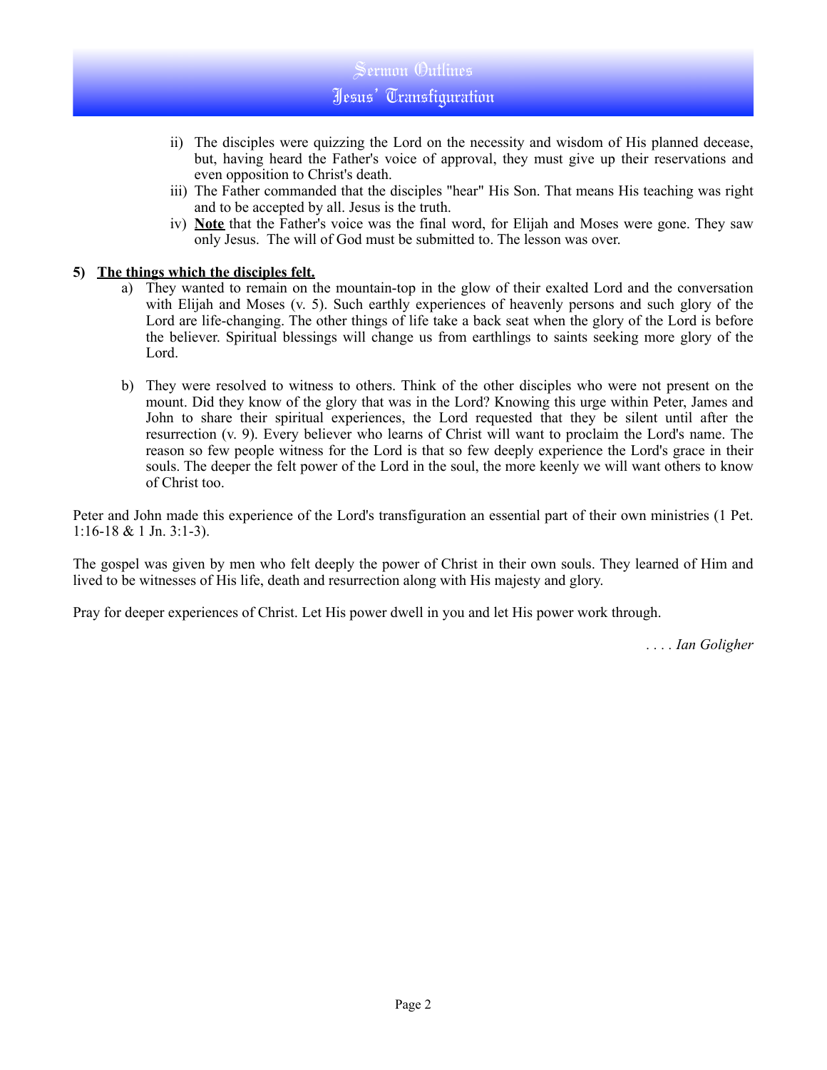ii) The disciples were quizzing the Lord on the necessity and wisdom of His planned decease, but, having heard the Father's voice of approval, they must give up their reservations and even opposition to Christ's death.

iii) The Father commanded that the disciples "hear" His Son. That means His teaching was right and to be accepted by all. Jesus is the truth.

iv) **<u>Note</u>** that the Father's voice was the final word, for Elijah and Moses were gone. They saw only Jesus. The will of God must be submitted to. The lesson was over.

**5) <u>The things which the disciples felt.</u>**

a) They wanted to remain on the mountain-top in the glow of their exalted Lord and the conversation with Elijah and Moses (v. 5). Such earthly experiences of heavenly persons and such glory of the Lord are life-changing. The other things of life take a back seat when the glory of the Lord is before the believer. Spiritual blessings will change us from earthlings to saints seeking more glory of the Lord.

b) They were resolved to witness to others. Think of the other disciples who were not present on the mount. Did they know of the glory that was in the Lord? Knowing this urge within Peter, James and John to share their spiritual experiences, the Lord requested that they be silent until after the resurrection (v. 9). Every believer who learns of Christ will want to proclaim the Lord's name. The reason so few people witness for the Lord is that so few deeply experience the Lord's grace in their souls. The deeper the felt power of the Lord in the soul, the more keenly we will want others to know of Christ too.

Peter and John made this experience of the Lord's transfiguration an essential part of their own ministries (1 Pet. 1:16-18 & 1 Jn. 3:1-3).

The gospel was given by men who felt deeply the power of Christ in their own souls. They learned of Him and lived to be witnesses of His life, death and resurrection along with His majesty and glory.

Pray for deeper experiences of Christ. Let His power dwell in you and let His power work through.

*. . . . Ian Goligher*